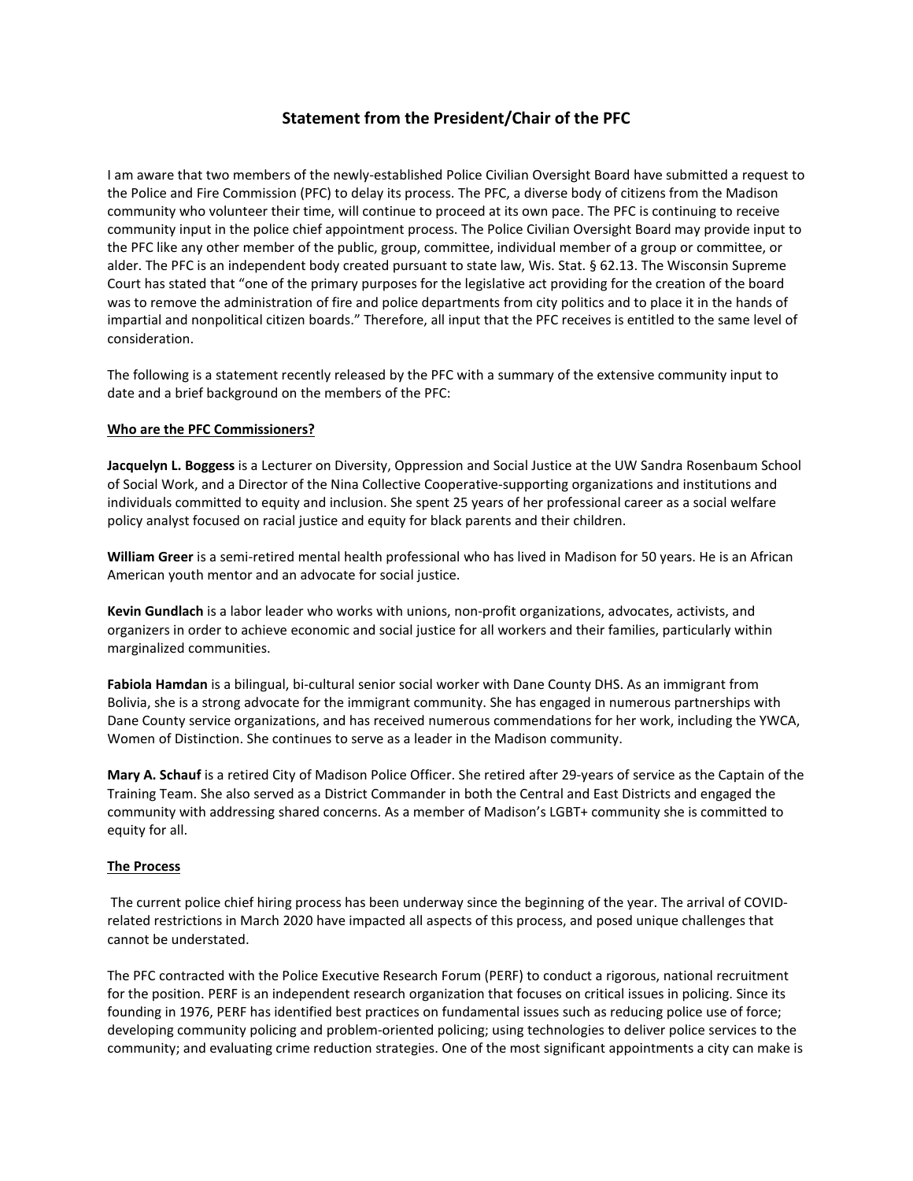## Statement from the President/Chair of the PFC

I am aware that two members of the newly-established Police Civilian Oversight Board have submitted a request to the Police and Fire Commission (PFC) to delay its process. The PFC, a diverse body of citizens from the Madison community who volunteer their time, will continue to proceed at its own pace. The PFC is continuing to receive community input in the police chief appointment process. The Police Civilian Oversight Board may provide input to the PFC like any other member of the public, group, committee, individual member of a group or committee, or alder. The PFC is an independent body created pursuant to state law, Wis. Stat. § 62.13. The Wisconsin Supreme Court has stated that "one of the primary purposes for the legislative act providing for the creation of the board was to remove the administration of fire and police departments from city politics and to place it in the hands of impartial and nonpolitical citizen boards." Therefore, all input that the PFC receives is entitled to the same level of consideration.

The following is a statement recently released by the PFC with a summary of the extensive community input to date and a brief background on the members of the PFC:

**Who are the PFC Commissioners?**

**Jacquelyn L. Boggess** is a Lecturer on Diversity, Oppression and Social Justice at the UW Sandra Rosenbaum School of Social Work, and a Director of the Nina Collective Cooperative-supporting organizations and institutions and individuals committed to equity and inclusion. She spent 25 years of her professional career as a social welfare policy analyst focused on racial justice and equity for black parents and their children.

**William Greer** is a semi-retired mental health professional who has lived in Madison for 50 years. He is an African American youth mentor and an advocate for social justice.

**Kevin Gundlach** is a labor leader who works with unions, non-profit organizations, advocates, activists, and organizers in order to achieve economic and social justice for all workers and their families, particularly within marginalized communities.

**Fabiola Hamdan** is a bilingual, bi-cultural senior social worker with Dane County DHS. As an immigrant from Bolivia, she is a strong advocate for the immigrant community. She has engaged in numerous partnerships with Dane County service organizations, and has received numerous commendations for her work, including the YWCA, Women of Distinction. She continues to serve as a leader in the Madison community.

**Mary A. Schauf** is a retired City of Madison Police Officer. She retired after 29-years of service as the Captain of the Training Team. She also served as a District Commander in both the Central and East Districts and engaged the community with addressing shared concerns. As a member of Madison's LGBT+ community she is committed to equity for all.

**The Process**

The current police chief hiring process has been underway since the beginning of the year. The arrival of COVID-related restrictions in March 2020 have impacted all aspects of this process, and posed unique challenges that cannot be understated.

The PFC contracted with the Police Executive Research Forum (PERF) to conduct a rigorous, national recruitment for the position. PERF is an independent research organization that focuses on critical issues in policing. Since its founding in 1976, PERF has identified best practices on fundamental issues such as reducing police use of force; developing community policing and problem-oriented policing; using technologies to deliver police services to the community; and evaluating crime reduction strategies. One of the most significant appointments a city can make is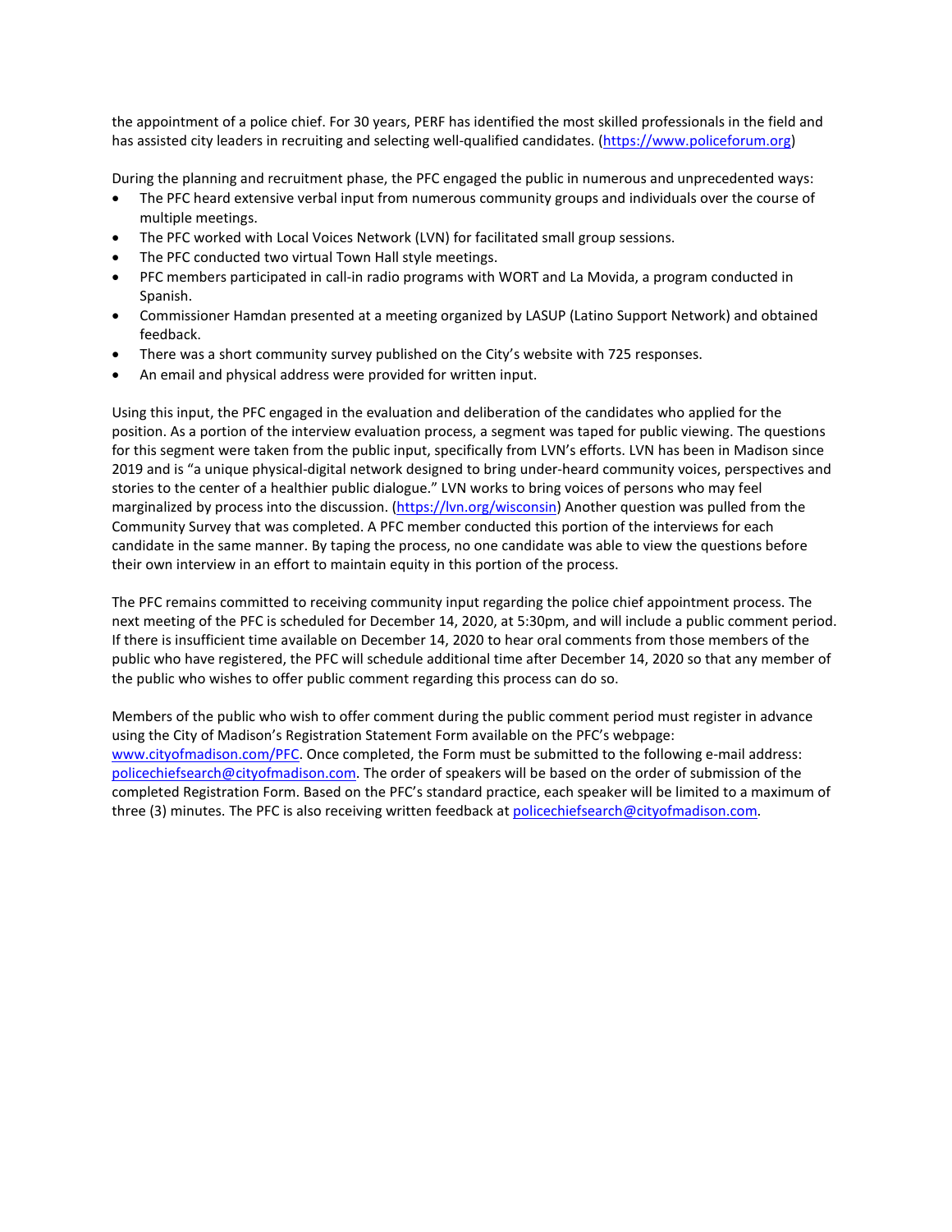the appointment of a police chief. For 30 years, PERF has identified the most skilled professionals in the field and has assisted city leaders in recruiting and selecting well-qualified candidates. (https://www.policeforum.org)

During the planning and recruitment phase, the PFC engaged the public in numerous and unprecedented ways:

- The PFC heard extensive verbal input from numerous community groups and individuals over the course of multiple meetings.
- The PFC worked with Local Voices Network (LVN) for facilitated small group sessions.
- The PFC conducted two virtual Town Hall style meetings.
- PFC members participated in call-in radio programs with WORT and La Movida, a program conducted in Spanish.
- Commissioner Hamdan presented at a meeting organized by LASUP (Latino Support Network) and obtained feedback.
- There was a short community survey published on the City's website with 725 responses.
- An email and physical address were provided for written input.

Using this input, the PFC engaged in the evaluation and deliberation of the candidates who applied for the position. As a portion of the interview evaluation process, a segment was taped for public viewing. The questions for this segment were taken from the public input, specifically from LVN's efforts. LVN has been in Madison since 2019 and is "a unique physical-digital network designed to bring under-heard community voices, perspectives and stories to the center of a healthier public dialogue." LVN works to bring voices of persons who may feel marginalized by process into the discussion. (https://lvn.org/wisconsin) Another question was pulled from the Community Survey that was completed. A PFC member conducted this portion of the interviews for each candidate in the same manner. By taping the process, no one candidate was able to view the questions before their own interview in an effort to maintain equity in this portion of the process.

The PFC remains committed to receiving community input regarding the police chief appointment process. The next meeting of the PFC is scheduled for December 14, 2020, at 5:30pm, and will include a public comment period. If there is insufficient time available on December 14, 2020 to hear oral comments from those members of the public who have registered, the PFC will schedule additional time after December 14, 2020 so that any member of the public who wishes to offer public comment regarding this process can do so.

Members of the public who wish to offer comment during the public comment period must register in advance using the City of Madison's Registration Statement Form available on the PFC's webpage: www.cityofmadison.com/PFC. Once completed, the Form must be submitted to the following e-mail address: policechiefsearch@cityofmadison.com. The order of speakers will be based on the order of submission of the completed Registration Form. Based on the PFC's standard practice, each speaker will be limited to a maximum of three (3) minutes. The PFC is also receiving written feedback at policechiefsearch@cityofmadison.com.